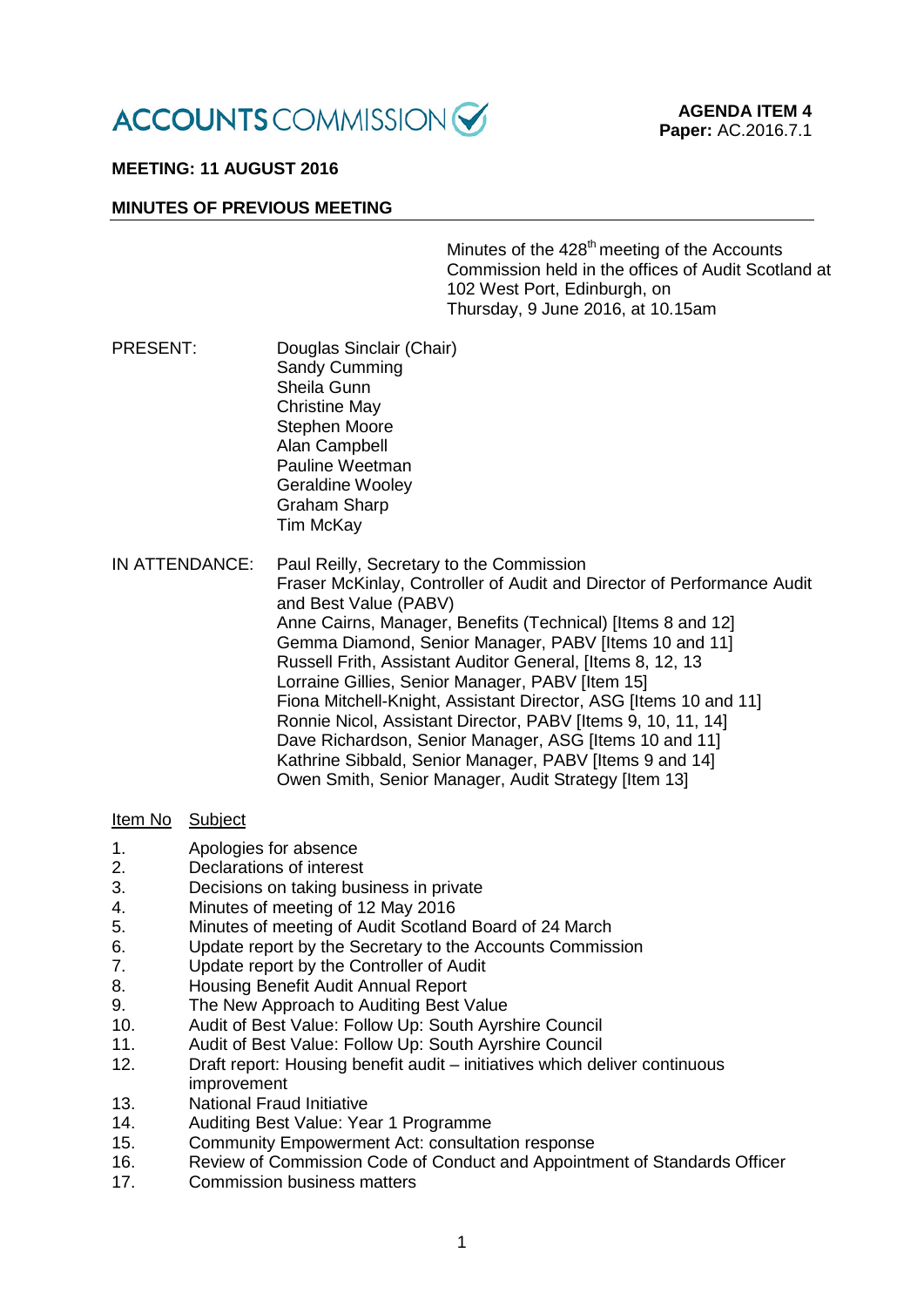ACCOUNTS COMMISSION

**AGENDA ITEM 4**
**Paper:** AC.2016.7.1

**MEETING: 11 AUGUST 2016**

**MINUTES OF PREVIOUS MEETING**

Minutes of the 428th meeting of the Accounts Commission held in the offices of Audit Scotland at 102 West Port, Edinburgh, on Thursday, 9 June 2016, at 10.15am

PRESENT:
Douglas Sinclair (Chair)
Sandy Cumming
Sheila Gunn
Christine May
Stephen Moore
Alan Campbell
Pauline Weetman
Geraldine Wooley
Graham Sharp
Tim McKay

IN ATTENDANCE:
Paul Reilly, Secretary to the Commission
Fraser McKinlay, Controller of Audit and Director of Performance Audit and Best Value (PABV)
Anne Cairns, Manager, Benefits (Technical) [Items 8 and 12]
Gemma Diamond, Senior Manager, PABV [Items 10 and 11]
Russell Frith, Assistant Auditor General, [Items 8, 12, 13
Lorraine Gillies, Senior Manager, PABV [Item 15]
Fiona Mitchell-Knight, Assistant Director, ASG [Items 10 and 11]
Ronnie Nicol, Assistant Director, PABV [Items 9, 10, 11, 14]
Dave Richardson, Senior Manager, ASG [Items 10 and 11]
Kathrine Sibbald, Senior Manager, PABV [Items 9 and 14]
Owen Smith, Senior Manager, Audit Strategy [Item 13]

| Item No | Subject |
|---|---|
| 1. | Apologies for absence |
| 2. | Declarations of interest |
| 3. | Decisions on taking business in private |
| 4. | Minutes of meeting of 12 May 2016 |
| 5. | Minutes of meeting of Audit Scotland Board of 24 March |
| 6. | Update report by the Secretary to the Accounts Commission |
| 7. | Update report by the Controller of Audit |
| 8. | Housing Benefit Audit Annual Report |
| 9. | The New Approach to Auditing Best Value |
| 10. | Audit of Best Value: Follow Up: South Ayrshire Council |
| 11. | Audit of Best Value: Follow Up: South Ayrshire Council |
| 12. | Draft report: Housing benefit audit – initiatives which deliver continuous improvement |
| 13. | National Fraud Initiative |
| 14. | Auditing Best Value: Year 1 Programme |
| 15. | Community Empowerment Act: consultation response |
| 16. | Review of Commission Code of Conduct and Appointment of Standards Officer |
| 17. | Commission business matters |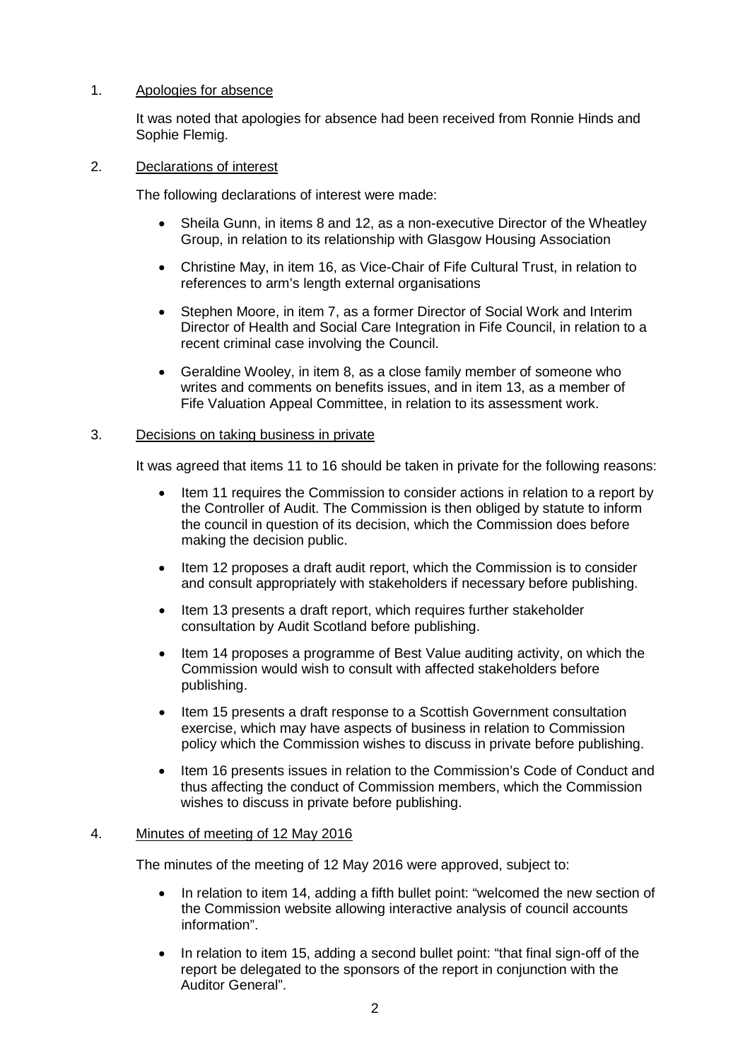1. Apologies for absence

   It was noted that apologies for absence had been received from Ronnie Hinds and Sophie Flemig.

2. Declarations of interest

   The following declarations of interest were made:

   - Sheila Gunn, in items 8 and 12, as a non-executive Director of the Wheatley Group, in relation to its relationship with Glasgow Housing Association
   - Christine May, in item 16, as Vice-Chair of Fife Cultural Trust, in relation to references to arm's length external organisations
   - Stephen Moore, in item 7, as a former Director of Social Work and Interim Director of Health and Social Care Integration in Fife Council, in relation to a recent criminal case involving the Council.
   - Geraldine Wooley, in item 8, as a close family member of someone who writes and comments on benefits issues, and in item 13, as a member of Fife Valuation Appeal Committee, in relation to its assessment work.

3. Decisions on taking business in private

   It was agreed that items 11 to 16 should be taken in private for the following reasons:

   - Item 11 requires the Commission to consider actions in relation to a report by the Controller of Audit. The Commission is then obliged by statute to inform the council in question of its decision, which the Commission does before making the decision public.
   - Item 12 proposes a draft audit report, which the Commission is to consider and consult appropriately with stakeholders if necessary before publishing.
   - Item 13 presents a draft report, which requires further stakeholder consultation by Audit Scotland before publishing.
   - Item 14 proposes a programme of Best Value auditing activity, on which the Commission would wish to consult with affected stakeholders before publishing.
   - Item 15 presents a draft response to a Scottish Government consultation exercise, which may have aspects of business in relation to Commission policy which the Commission wishes to discuss in private before publishing.
   - Item 16 presents issues in relation to the Commission's Code of Conduct and thus affecting the conduct of Commission members, which the Commission wishes to discuss in private before publishing.

4. Minutes of meeting of 12 May 2016

   The minutes of the meeting of 12 May 2016 were approved, subject to:

   - In relation to item 14, adding a fifth bullet point: "welcomed the new section of the Commission website allowing interactive analysis of council accounts information".
   - In relation to item 15, adding a second bullet point: "that final sign-off of the report be delegated to the sponsors of the report in conjunction with the Auditor General".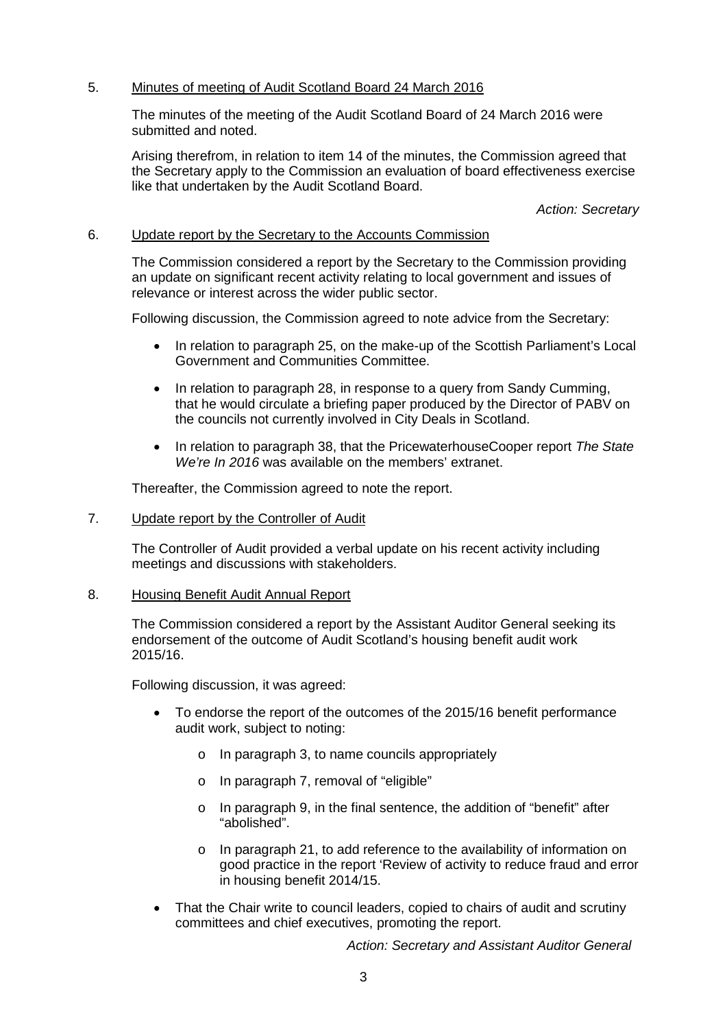5. Minutes of meeting of Audit Scotland Board 24 March 2016

The minutes of the meeting of the Audit Scotland Board of 24 March 2016 were submitted and noted.

Arising therefrom, in relation to item 14 of the minutes, the Commission agreed that the Secretary apply to the Commission an evaluation of board effectiveness exercise like that undertaken by the Audit Scotland Board.

*Action: Secretary*

6. Update report by the Secretary to the Accounts Commission

The Commission considered a report by the Secretary to the Commission providing an update on significant recent activity relating to local government and issues of relevance or interest across the wider public sector.

Following discussion, the Commission agreed to note advice from the Secretary:

- In relation to paragraph 25, on the make-up of the Scottish Parliament's Local Government and Communities Committee.
- In relation to paragraph 28, in response to a query from Sandy Cumming, that he would circulate a briefing paper produced by the Director of PABV on the councils not currently involved in City Deals in Scotland.
- In relation to paragraph 38, that the PricewaterhouseCooper report *The State We're In 2016* was available on the members' extranet.

Thereafter, the Commission agreed to note the report.

7. Update report by the Controller of Audit

The Controller of Audit provided a verbal update on his recent activity including meetings and discussions with stakeholders.

8. Housing Benefit Audit Annual Report

The Commission considered a report by the Assistant Auditor General seeking its endorsement of the outcome of Audit Scotland's housing benefit audit work 2015/16.

Following discussion, it was agreed:

- To endorse the report of the outcomes of the 2015/16 benefit performance audit work, subject to noting:
    - In paragraph 3, to name councils appropriately
    - In paragraph 7, removal of "eligible"
    - In paragraph 9, in the final sentence, the addition of "benefit" after "abolished".
    - In paragraph 21, to add reference to the availability of information on good practice in the report 'Review of activity to reduce fraud and error in housing benefit 2014/15.
- That the Chair write to council leaders, copied to chairs of audit and scrutiny committees and chief executives, promoting the report.

*Action: Secretary and Assistant Auditor General*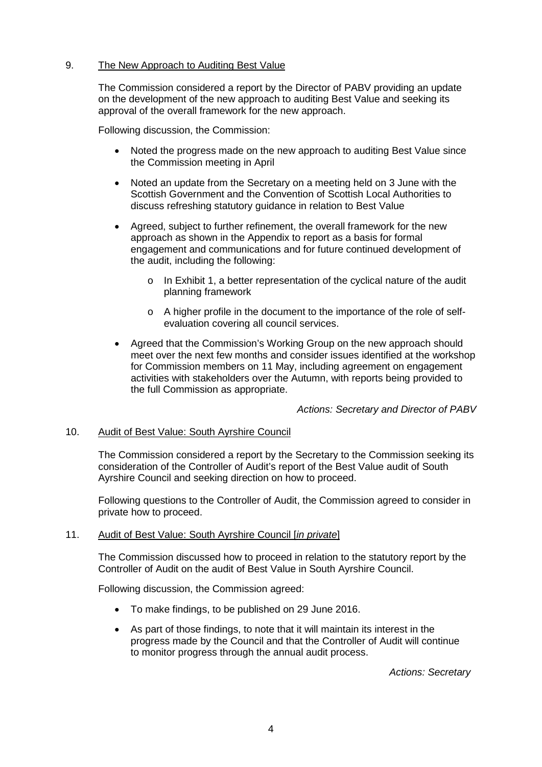9. <u>The New Approach to Auditing Best Value</u>

The Commission considered a report by the Director of PABV providing an update on the development of the new approach to auditing Best Value and seeking its approval of the overall framework for the new approach.

Following discussion, the Commission:

- Noted the progress made on the new approach to auditing Best Value since the Commission meeting in April
- Noted an update from the Secretary on a meeting held on 3 June with the Scottish Government and the Convention of Scottish Local Authorities to discuss refreshing statutory guidance in relation to Best Value
- Agreed, subject to further refinement, the overall framework for the new approach as shown in the Appendix to report as a basis for formal engagement and communications and for future continued development of the audit, including the following:
    - In Exhibit 1, a better representation of the cyclical nature of the audit planning framework
    - A higher profile in the document to the importance of the role of self-evaluation covering all council services.
- Agreed that the Commission's Working Group on the new approach should meet over the next few months and consider issues identified at the workshop for Commission members on 11 May, including agreement on engagement activities with stakeholders over the Autumn, with reports being provided to the full Commission as appropriate.

*Actions: Secretary and Director of PABV*

10. <u>Audit of Best Value: South Ayrshire Council</u>

The Commission considered a report by the Secretary to the Commission seeking its consideration of the Controller of Audit's report of the Best Value audit of South Ayrshire Council and seeking direction on how to proceed.

Following questions to the Controller of Audit, the Commission agreed to consider in private how to proceed.

11. <u>Audit of Best Value: South Ayrshire Council [*in private*]</u>

The Commission discussed how to proceed in relation to the statutory report by the Controller of Audit on the audit of Best Value in South Ayrshire Council.

Following discussion, the Commission agreed:

- To make findings, to be published on 29 June 2016.
- As part of those findings, to note that it will maintain its interest in the progress made by the Council and that the Controller of Audit will continue to monitor progress through the annual audit process.

*Actions: Secretary*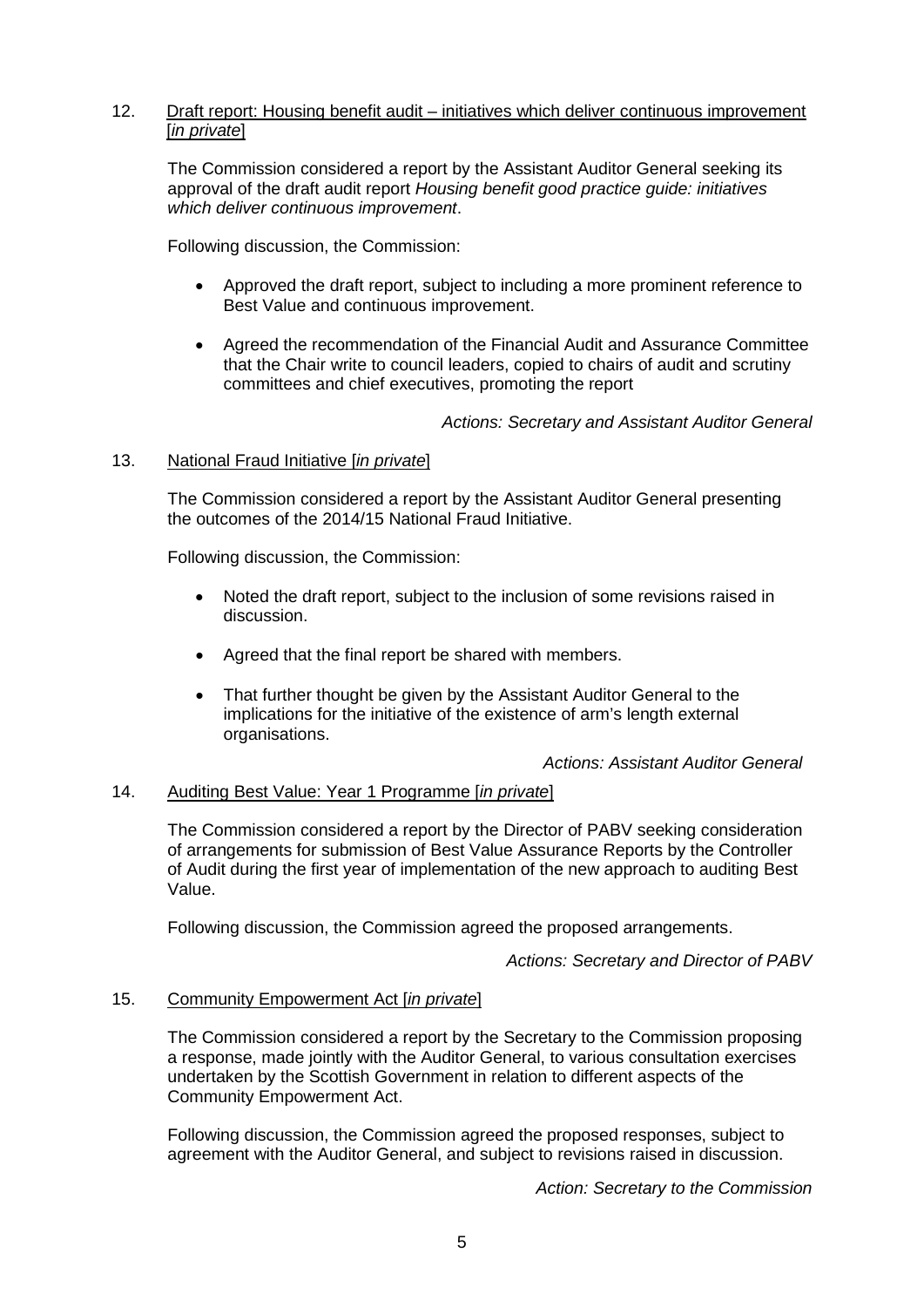12. Draft report: Housing benefit audit – initiatives which deliver continuous improvement [*in private*]

The Commission considered a report by the Assistant Auditor General seeking its approval of the draft audit report *Housing benefit good practice guide: initiatives which deliver continuous improvement*.

Following discussion, the Commission:

- Approved the draft report, subject to including a more prominent reference to Best Value and continuous improvement.
- Agreed the recommendation of the Financial Audit and Assurance Committee that the Chair write to council leaders, copied to chairs of audit and scrutiny committees and chief executives, promoting the report

*Actions: Secretary and Assistant Auditor General*

13. National Fraud Initiative [*in private*]

The Commission considered a report by the Assistant Auditor General presenting the outcomes of the 2014/15 National Fraud Initiative.

Following discussion, the Commission:

- Noted the draft report, subject to the inclusion of some revisions raised in discussion.
- Agreed that the final report be shared with members.
- That further thought be given by the Assistant Auditor General to the implications for the initiative of the existence of arm's length external organisations.

*Actions: Assistant Auditor General*

14. Auditing Best Value: Year 1 Programme [*in private*]

The Commission considered a report by the Director of PABV seeking consideration of arrangements for submission of Best Value Assurance Reports by the Controller of Audit during the first year of implementation of the new approach to auditing Best Value.

Following discussion, the Commission agreed the proposed arrangements.

*Actions: Secretary and Director of PABV*

15. Community Empowerment Act [*in private*]

The Commission considered a report by the Secretary to the Commission proposing a response, made jointly with the Auditor General, to various consultation exercises undertaken by the Scottish Government in relation to different aspects of the Community Empowerment Act.

Following discussion, the Commission agreed the proposed responses, subject to agreement with the Auditor General, and subject to revisions raised in discussion.

*Action: Secretary to the Commission*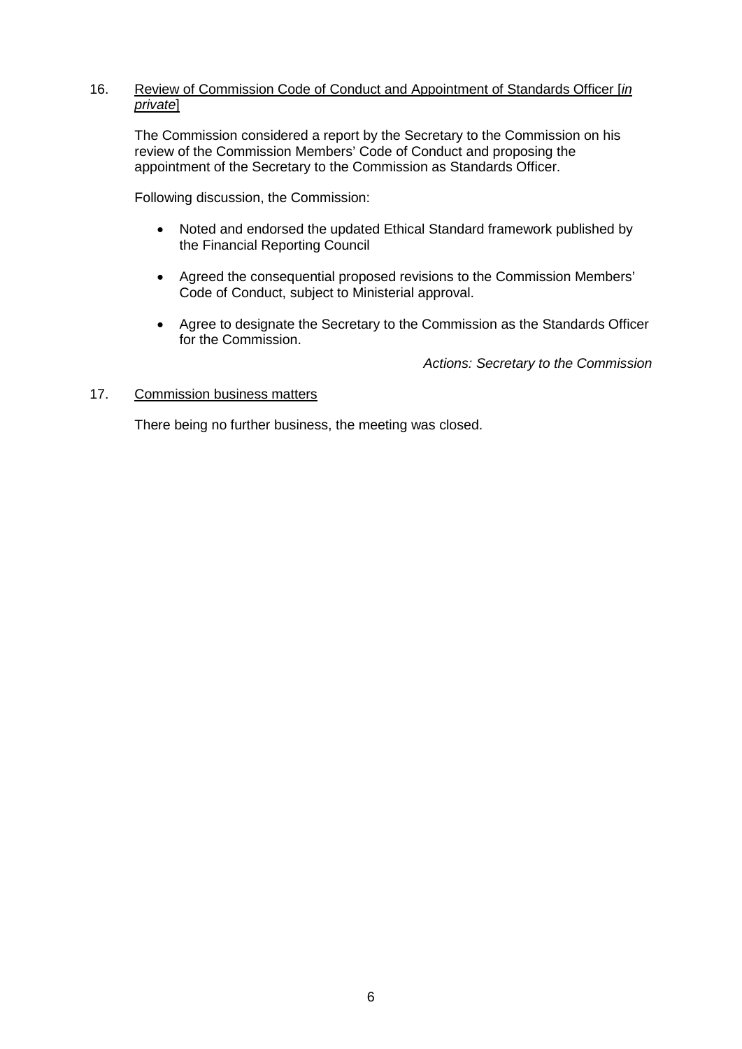16. Review of Commission Code of Conduct and Appointment of Standards Officer [*in private*]

The Commission considered a report by the Secretary to the Commission on his review of the Commission Members' Code of Conduct and proposing the appointment of the Secretary to the Commission as Standards Officer.

Following discussion, the Commission:

- Noted and endorsed the updated Ethical Standard framework published by the Financial Reporting Council
- Agreed the consequential proposed revisions to the Commission Members' Code of Conduct, subject to Ministerial approval.
- Agree to designate the Secretary to the Commission as the Standards Officer for the Commission.

*Actions: Secretary to the Commission*

17. Commission business matters

There being no further business, the meeting was closed.